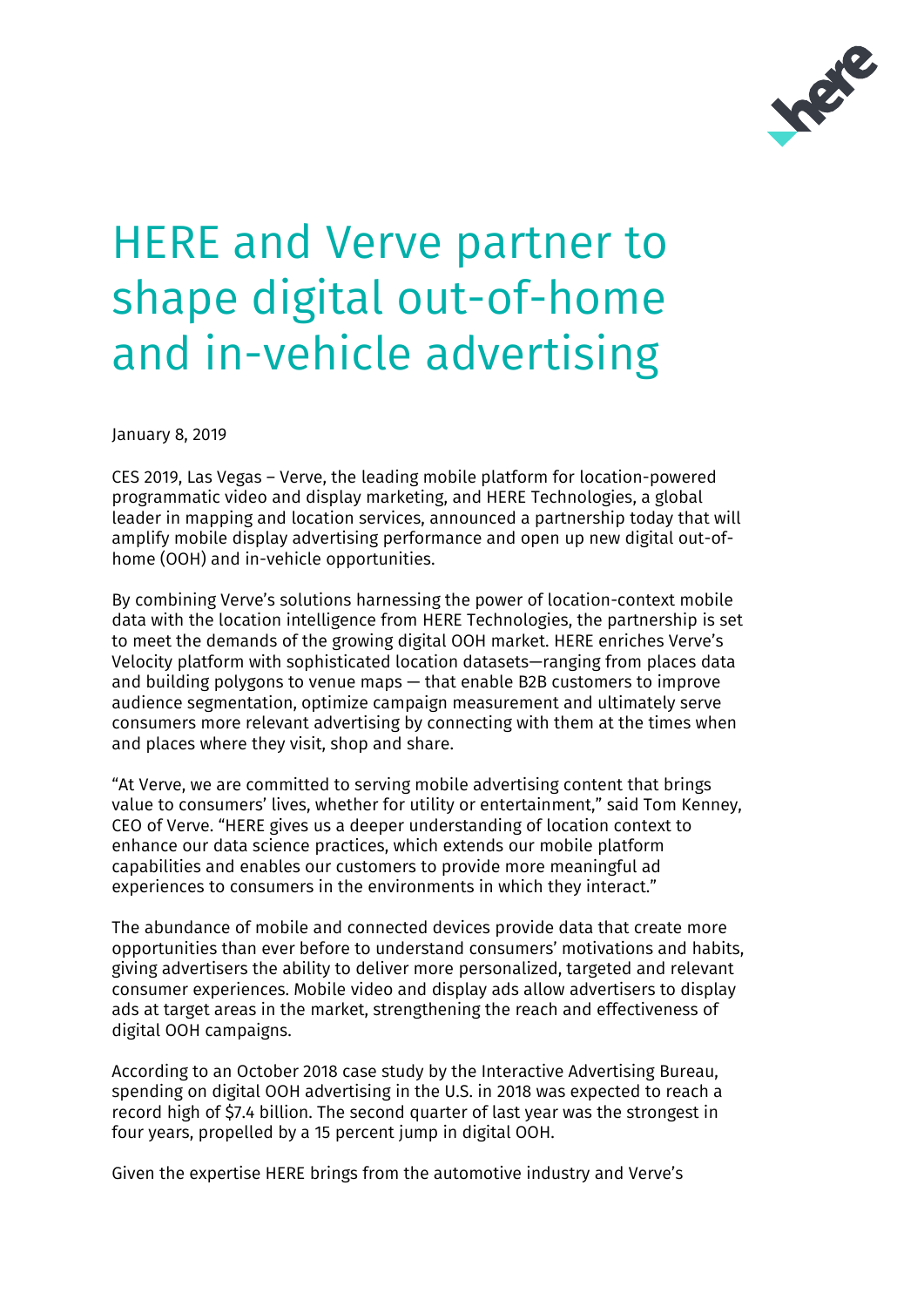# HERE and Verve partner to shape digital out-of-home and in-vehicle advertising

January 8, 2019

CES 2019, Las Vegas – Verve, the leading mobile platform for location-powered programmatic video and display marketing, and HERE Technologies, a global leader in mapping and location services, announced a partnership today that will amplify mobile display advertising performance and open up new digital out-of-home (OOH) and in-vehicle opportunities.

By combining Verve's solutions harnessing the power of location-context mobile data with the location intelligence from HERE Technologies, the partnership is set to meet the demands of the growing digital OOH market. HERE enriches Verve's Velocity platform with sophisticated location datasets—ranging from places data and building polygons to venue maps — that enable B2B customers to improve audience segmentation, optimize campaign measurement and ultimately serve consumers more relevant advertising by connecting with them at the times when and places where they visit, shop and share.

"At Verve, we are committed to serving mobile advertising content that brings value to consumers' lives, whether for utility or entertainment," said Tom Kenney, CEO of Verve. "HERE gives us a deeper understanding of location context to enhance our data science practices, which extends our mobile platform capabilities and enables our customers to provide more meaningful ad experiences to consumers in the environments in which they interact."

The abundance of mobile and connected devices provide data that create more opportunities than ever before to understand consumers' motivations and habits, giving advertisers the ability to deliver more personalized, targeted and relevant consumer experiences. Mobile video and display ads allow advertisers to display ads at target areas in the market, strengthening the reach and effectiveness of digital OOH campaigns.

According to an October 2018 case study by the Interactive Advertising Bureau, spending on digital OOH advertising in the U.S. in 2018 was expected to reach a record high of $7.4 billion. The second quarter of last year was the strongest in four years, propelled by a 15 percent jump in digital OOH.

Given the expertise HERE brings from the automotive industry and Verve's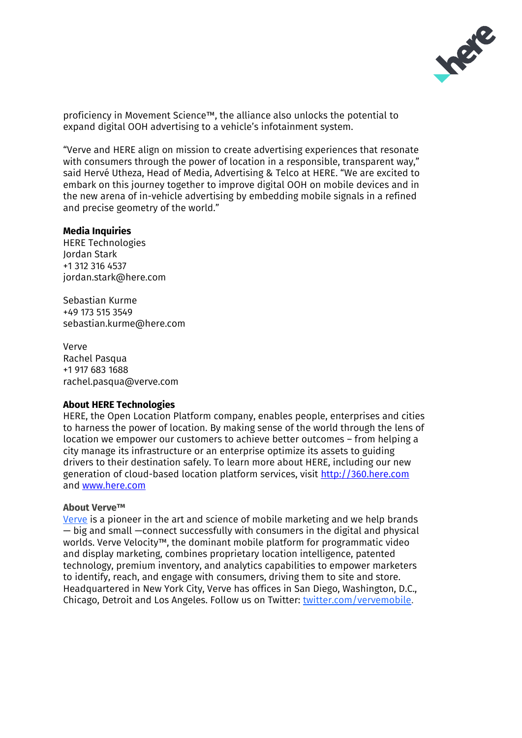proficiency in Movement Science™, the alliance also unlocks the potential to expand digital OOH advertising to a vehicle's infotainment system.

"Verve and HERE align on mission to create advertising experiences that resonate with consumers through the power of location in a responsible, transparent way," said Hervé Utheza, Head of Media, Advertising & Telco at HERE. "We are excited to embark on this journey together to improve digital OOH on mobile devices and in the new arena of in-vehicle advertising by embedding mobile signals in a refined and precise geometry of the world."

**Media Inquiries**

HERE Technologies
Jordan Stark
+1 312 316 4537
jordan.stark@here.com

Sebastian Kurme
+49 173 515 3549
sebastian.kurme@here.com

Verve
Rachel Pasqua
+1 917 683 1688
rachel.pasqua@verve.com

**About HERE Technologies**

HERE, the Open Location Platform company, enables people, enterprises and cities to harness the power of location. By making sense of the world through the lens of location we empower our customers to achieve better outcomes – from helping a city manage its infrastructure or an enterprise optimize its assets to guiding drivers to their destination safely. To learn more about HERE, including our new generation of cloud-based location platform services, visit [http://360.here.com](http://360.here.com) and [www.here.com](www.here.com)

**About Verve™**

[Verve](Verve) is a pioneer in the art and science of mobile marketing and we help brands — big and small —connect successfully with consumers in the digital and physical worlds. Verve Velocity™, the dominant mobile platform for programmatic video and display marketing, combines proprietary location intelligence, patented technology, premium inventory, and analytics capabilities to empower marketers to identify, reach, and engage with consumers, driving them to site and store. Headquartered in New York City, Verve has offices in San Diego, Washington, D.C., Chicago, Detroit and Los Angeles. Follow us on Twitter: [twitter.com/vervemobile](twitter.com/vervemobile).